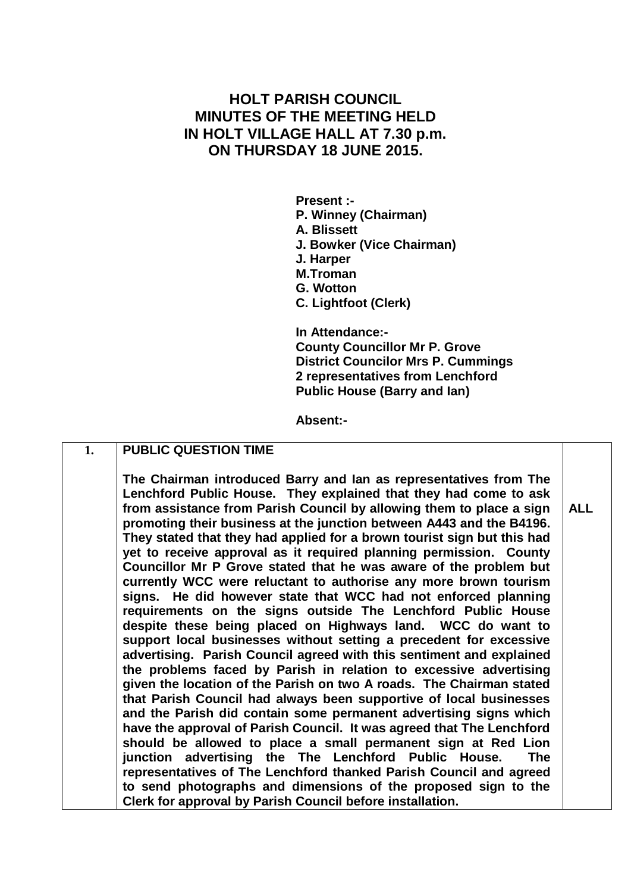# HOLT PARISH COUNCIL
# MINUTES OF THE MEETING HELD IN HOLT VILLAGE HALL AT 7.30 p.m. ON THURSDAY 18 JUNE 2015.

**Present :-**
**P. Winney (Chairman)**
**A. Blissett**
**J. Bowker (Vice Chairman)**
**J. Harper**
**M.Troman**
**G. Wotton**
**C. Lightfoot (Clerk)**

**In Attendance:-**
**County Councillor Mr P. Grove**
**District Councilor Mrs P. Cummings**
**2 representatives from Lenchford Public House (Barry and Ian)**

**Absent:-**

| | | |
|---|---|---|
| **1.** | **PUBLIC QUESTION TIME**<br><br>**The Chairman introduced Barry and Ian as representatives from The Lenchford Public House. They explained that they had come to ask from assistance from Parish Council by allowing them to place a sign promoting their business at the junction between A443 and the B4196. They stated that they had applied for a brown tourist sign but this had yet to receive approval as it required planning permission. County Councillor Mr P Grove stated that he was aware of the problem but currently WCC were reluctant to authorise any more brown tourism signs. He did however state that WCC had not enforced planning requirements on the signs outside The Lenchford Public House despite these being placed on Highways land. WCC do want to support local businesses without setting a precedent for excessive advertising. Parish Council agreed with this sentiment and explained the problems faced by Parish in relation to excessive advertising given the location of the Parish on two A roads. The Chairman stated that Parish Council had always been supportive of local businesses and the Parish did contain some permanent advertising signs which have the approval of Parish Council. It was agreed that The Lenchford should be allowed to place a small permanent sign at Red Lion junction advertising the The Lenchford Public House. The representatives of The Lenchford thanked Parish Council and agreed to send photographs and dimensions of the proposed sign to the Clerk for approval by Parish Council before installation.** | **ALL** |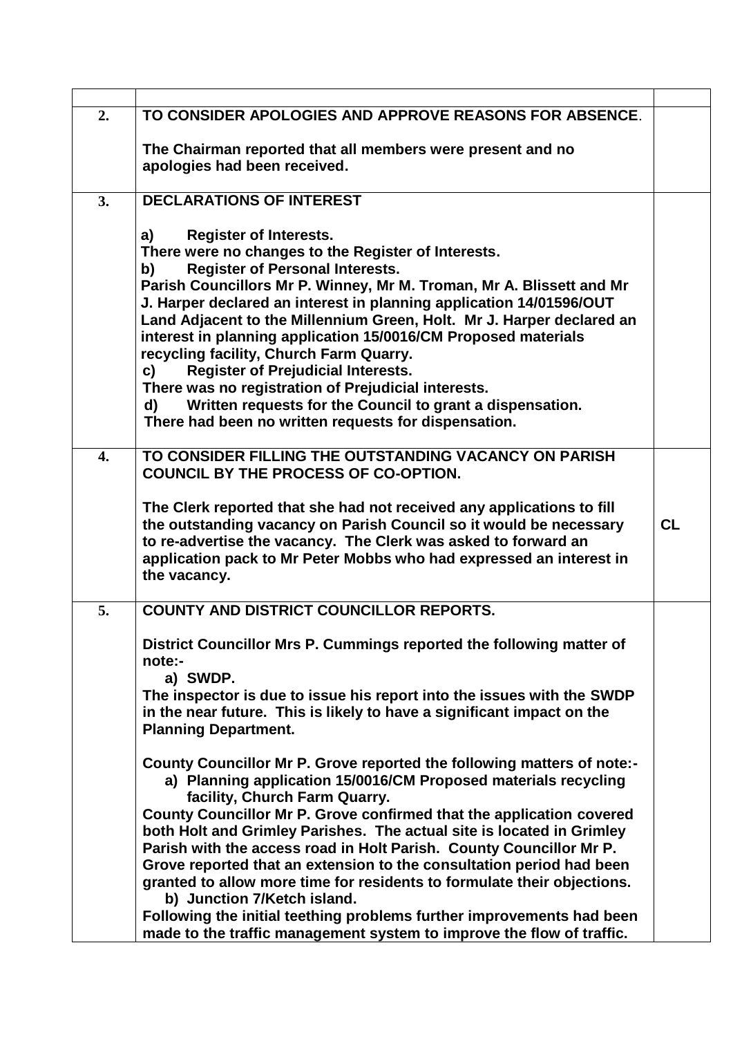| | | |
|---|---|---|
| **2.** | **TO CONSIDER APOLOGIES AND APPROVE REASONS FOR ABSENCE.**<br><br>**The Chairman reported that all members were present and no apologies had been received.** | |
| **3.** | **DECLARATIONS OF INTEREST**<br><br>**a) Register of Interests.**<br>**There were no changes to the Register of Interests.**<br>**b) Register of Personal Interests.**<br>**Parish Councillors Mr P. Winney, Mr M. Troman, Mr A. Blissett and Mr J. Harper declared an interest in planning application 14/01596/OUT Land Adjacent to the Millennium Green, Holt. Mr J. Harper declared an interest in planning application 15/0016/CM Proposed materials recycling facility, Church Farm Quarry.**<br>**c) Register of Prejudicial Interests.**<br>**There was no registration of Prejudicial interests.**<br>**d) Written requests for the Council to grant a dispensation.**<br>**There had been no written requests for dispensation.** | |
| **4.** | **TO CONSIDER FILLING THE OUTSTANDING VACANCY ON PARISH COUNCIL BY THE PROCESS OF CO-OPTION.**<br><br>**The Clerk reported that she had not received any applications to fill the outstanding vacancy on Parish Council so it would be necessary to re-advertise the vacancy. The Clerk was asked to forward an application pack to Mr Peter Mobbs who had expressed an interest in the vacancy.** | **CL** |
| **5.** | **COUNTY AND DISTRICT COUNCILLOR REPORTS.**<br><br>**District Councillor Mrs P. Cummings reported the following matter of note:-**<br>**a) SWDP.**<br>**The inspector is due to issue his report into the issues with the SWDP in the near future. This is likely to have a significant impact on the Planning Department.**<br><br>**County Councillor Mr P. Grove reported the following matters of note:-**<br>**a) Planning application 15/0016/CM Proposed materials recycling facility, Church Farm Quarry.**<br>**County Councillor Mr P. Grove confirmed that the application covered both Holt and Grimley Parishes. The actual site is located in Grimley Parish with the access road in Holt Parish. County Councillor Mr P. Grove reported that an extension to the consultation period had been granted to allow more time for residents to formulate their objections.**<br>**b) Junction 7/Ketch island.**<br>**Following the initial teething problems further improvements had been made to the traffic management system to improve the flow of traffic.** | |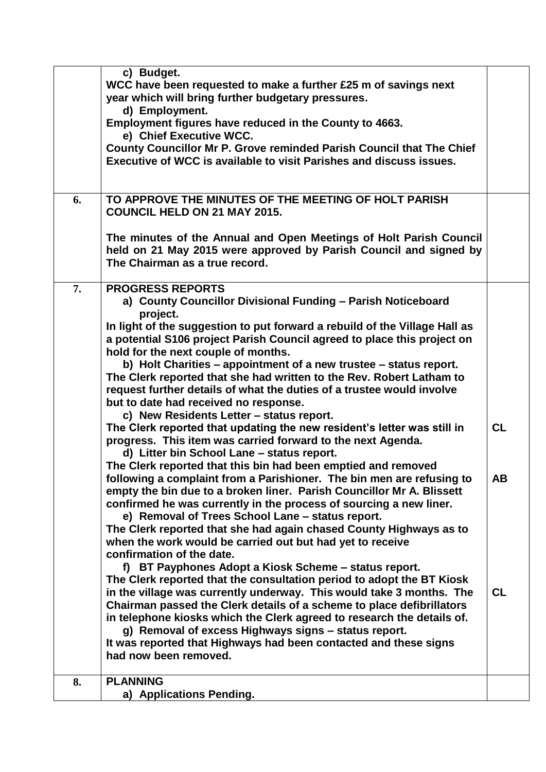| | | |
|---|---|---|
| | **c) Budget.**<br>**WCC have been requested to make a further £25 m of savings next year which will bring further budgetary pressures.**<br>**d) Employment.**<br>**Employment figures have reduced in the County to 4663.**<br>**e) Chief Executive WCC.**<br>**County Councillor Mr P. Grove reminded Parish Council that The Chief Executive of WCC is available to visit Parishes and discuss issues.** | |
| **6.** | **TO APPROVE THE MINUTES OF THE MEETING OF HOLT PARISH COUNCIL HELD ON 21 MAY 2015.**<br><br>**The minutes of the Annual and Open Meetings of Holt Parish Council held on 21 May 2015 were approved by Parish Council and signed by The Chairman as a true record.** | |
| **7.** | **PROGRESS REPORTS**<br>**a) County Councillor Divisional Funding – Parish Noticeboard project.**<br>**In light of the suggestion to put forward a rebuild of the Village Hall as a potential S106 project Parish Council agreed to place this project on hold for the next couple of months.**<br>**b) Holt Charities – appointment of a new trustee – status report.**<br>**The Clerk reported that she had written to the Rev. Robert Latham to request further details of what the duties of a trustee would involve but to date had received no response.**<br>**c) New Residents Letter – status report.**<br>**The Clerk reported that updating the new resident's letter was still in progress. This item was carried forward to the next Agenda.**<br>**d) Litter bin School Lane – status report.**<br>**The Clerk reported that this bin had been emptied and removed following a complaint from a Parishioner. The bin men are refusing to empty the bin due to a broken liner. Parish Councillor Mr A. Blissett confirmed he was currently in the process of sourcing a new liner.**<br>**e) Removal of Trees School Lane – status report.**<br>**The Clerk reported that she had again chased County Highways as to when the work would be carried out but had yet to receive confirmation of the date.**<br>**f) BT Payphones Adopt a Kiosk Scheme – status report.**<br>**The Clerk reported that the consultation period to adopt the BT Kiosk in the village was currently underway. This would take 3 months. The Chairman passed the Clerk details of a scheme to place defibrillators in telephone kiosks which the Clerk agreed to research the details of.**<br>**g) Removal of excess Highways signs – status report.**<br>**It was reported that Highways had been contacted and these signs had now been removed.** | **CL**<br><br>**AB**<br><br>**CL** |
| **8.** | **PLANNING**<br>**a) Applications Pending.** | |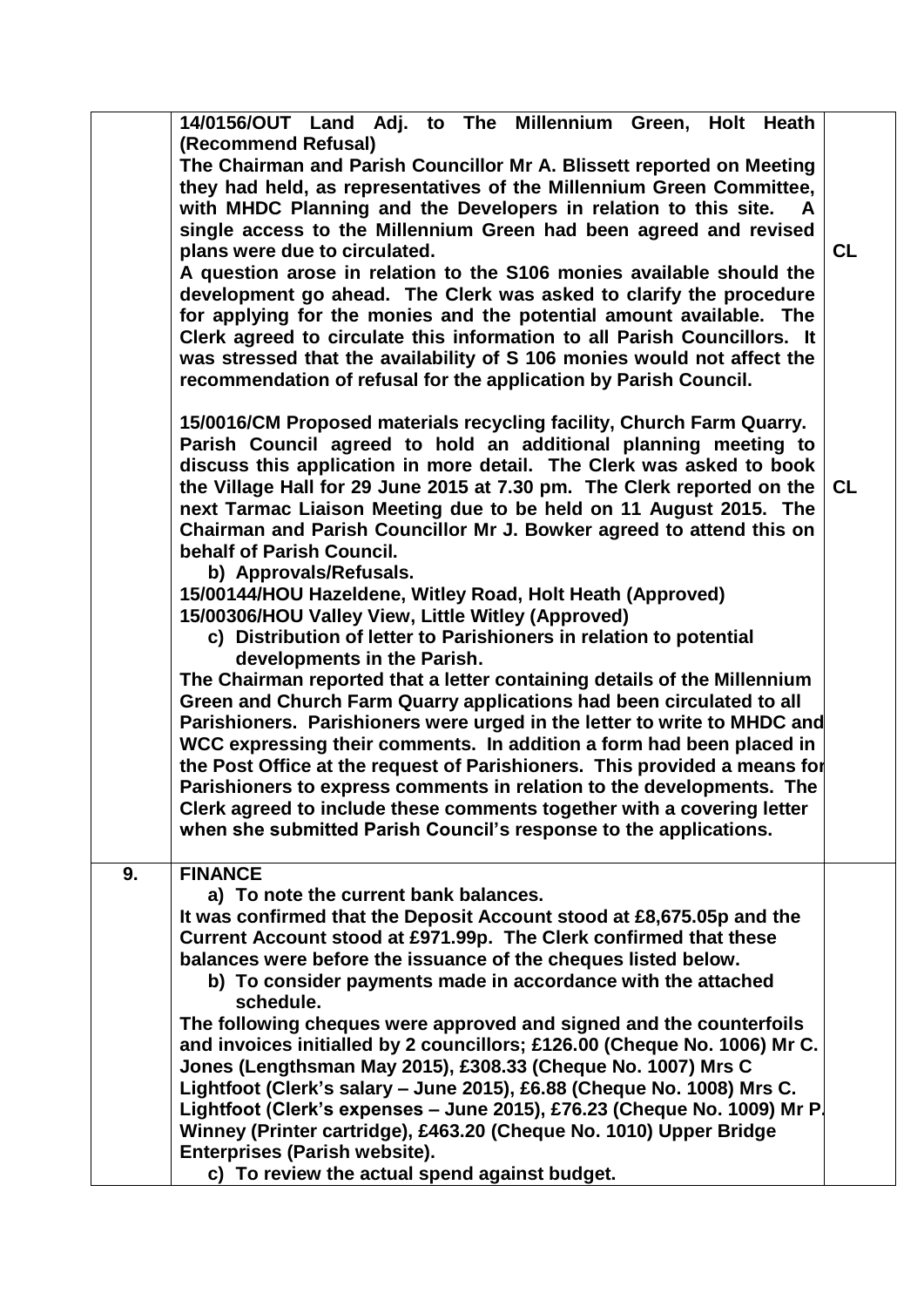| | | |
|---|---|---|
| | **14/0156/OUT Land Adj. to The Millennium Green, Holt Heath (Recommend Refusal)**<br>**The Chairman and Parish Councillor Mr A. Blissett reported on Meeting they had held, as representatives of the Millennium Green Committee, with MHDC Planning and the Developers in relation to this site. A single access to the Millennium Green had been agreed and revised plans were due to circulated.**<br>**A question arose in relation to the S106 monies available should the development go ahead. The Clerk was asked to clarify the procedure for applying for the monies and the potential amount available. The Clerk agreed to circulate this information to all Parish Councillors. It was stressed that the availability of S 106 monies would not affect the recommendation of refusal for the application by Parish Council.** | **CL** |
| | **15/0016/CM Proposed materials recycling facility, Church Farm Quarry.**<br>**Parish Council agreed to hold an additional planning meeting to discuss this application in more detail. The Clerk was asked to book the Village Hall for 29 June 2015 at 7.30 pm. The Clerk reported on the next Tarmac Liaison Meeting due to be held on 11 August 2015. The Chairman and Parish Councillor Mr J. Bowker agreed to attend this on behalf of Parish Council.**<br>**b) Approvals/Refusals.**<br>**15/00144/HOU Hazeldene, Witley Road, Holt Heath (Approved)**<br>**15/00306/HOU Valley View, Little Witley (Approved)**<br>**c) Distribution of letter to Parishioners in relation to potential developments in the Parish.**<br>**The Chairman reported that a letter containing details of the Millennium Green and Church Farm Quarry applications had been circulated to all Parishioners. Parishioners were urged in the letter to write to MHDC and WCC expressing their comments. In addition a form had been placed in the Post Office at the request of Parishioners. This provided a means for Parishioners to express comments in relation to the developments. The Clerk agreed to include these comments together with a covering letter when she submitted Parish Council's response to the applications.** | **CL** |
| **9.** | **FINANCE**<br>**a) To note the current bank balances.**<br>**It was confirmed that the Deposit Account stood at £8,675.05p and the Current Account stood at £971.99p. The Clerk confirmed that these balances were before the issuance of the cheques listed below.**<br>**b) To consider payments made in accordance with the attached schedule.**<br>**The following cheques were approved and signed and the counterfoils and invoices initialled by 2 councillors; £126.00 (Cheque No. 1006) Mr C. Jones (Lengthsman May 2015), £308.33 (Cheque No. 1007) Mrs C Lightfoot (Clerk's salary – June 2015), £6.88 (Cheque No. 1008) Mrs C. Lightfoot (Clerk's expenses – June 2015), £76.23 (Cheque No. 1009) Mr P. Winney (Printer cartridge), £463.20 (Cheque No. 1010) Upper Bridge Enterprises (Parish website).**<br>**c) To review the actual spend against budget.** | |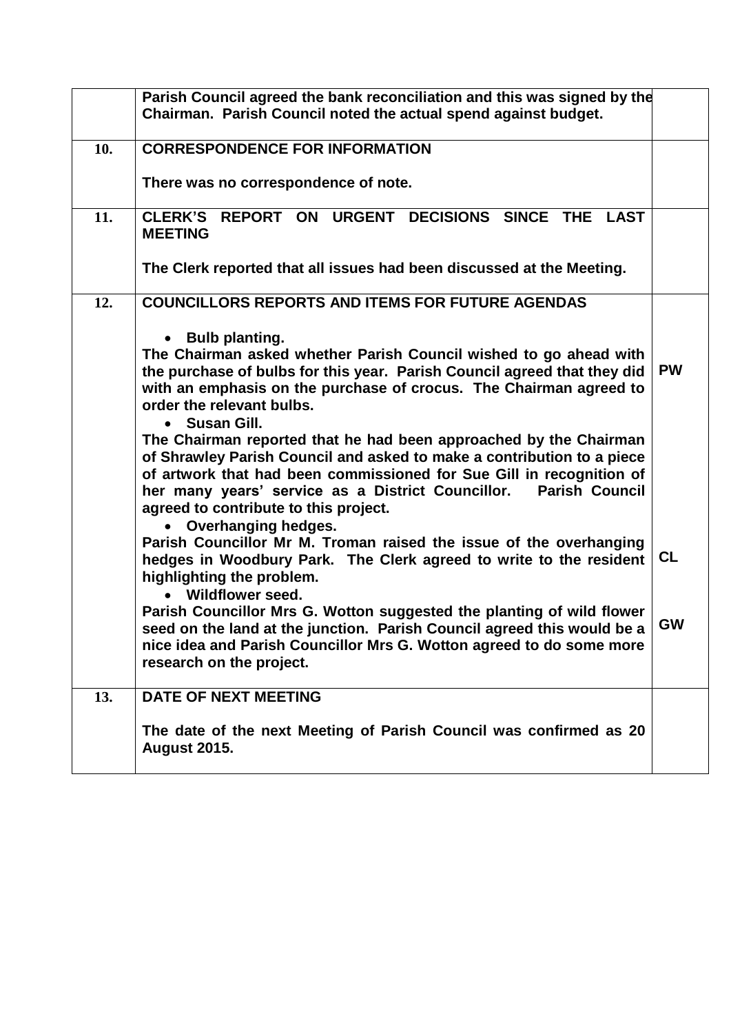| | | |
|---|---|---|
| | **Parish Council agreed the bank reconciliation and this was signed by the Chairman. Parish Council noted the actual spend against budget.** | |
| **10.** | **CORRESPONDENCE FOR INFORMATION**<br><br>**There was no correspondence of note.** | |
| **11.** | **CLERK'S REPORT ON URGENT DECISIONS SINCE THE LAST MEETING**<br><br>**The Clerk reported that all issues had been discussed at the Meeting.** | |
| **12.** | **COUNCILLORS REPORTS AND ITEMS FOR FUTURE AGENDAS**<br><br>• **Bulb planting.**<br>**The Chairman asked whether Parish Council wished to go ahead with the purchase of bulbs for this year. Parish Council agreed that they did with an emphasis on the purchase of crocus. The Chairman agreed to order the relevant bulbs.**<br>• **Susan Gill.**<br>**The Chairman reported that he had been approached by the Chairman of Shrawley Parish Council and asked to make a contribution to a piece of artwork that had been commissioned for Sue Gill in recognition of her many years' service as a District Councillor. Parish Council agreed to contribute to this project.**<br>• **Overhanging hedges.**<br>**Parish Councillor Mr M. Troman raised the issue of the overhanging hedges in Woodbury Park. The Clerk agreed to write to the resident highlighting the problem.**<br>• **Wildflower seed.**<br>**Parish Councillor Mrs G. Wotton suggested the planting of wild flower seed on the land at the junction. Parish Council agreed this would be a nice idea and Parish Councillor Mrs G. Wotton agreed to do some more research on the project.** | **PW**<br><br>**CL**<br><br>**GW** |
| **13.** | **DATE OF NEXT MEETING**<br><br>**The date of the next Meeting of Parish Council was confirmed as 20 August 2015.** | |